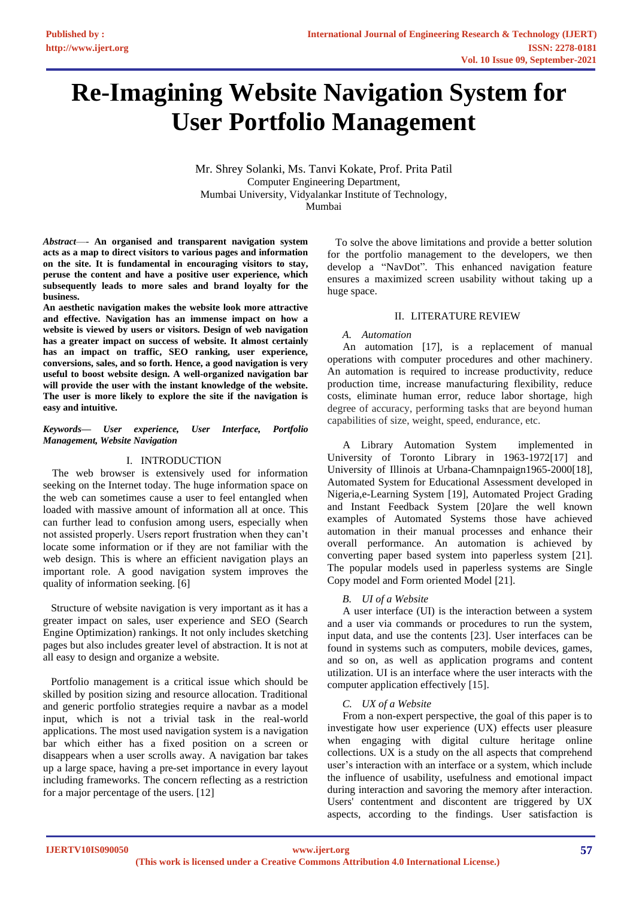# Re-Imagining Website Navigation System for User Portfolio Management

Mr. Shrey Solanki, Ms. Tanvi Kokate, Prof. Prita Patil
Computer Engineering Department,
Mumbai University, Vidyalankar Institute of Technology,
Mumbai

***Abstract*— An organised and transparent navigation system acts as a map to direct visitors to various pages and information on the site. It is fundamental in encouraging visitors to stay, peruse the content and have a positive user experience, which subsequently leads to more sales and brand loyalty for the business.**

**An aesthetic navigation makes the website look more attractive and effective. Navigation has an immense impact on how a website is viewed by users or visitors. Design of web navigation has a greater impact on success of website. It almost certainly has an impact on traffic, SEO ranking, user experience, conversions, sales, and so forth. Hence, a good navigation is very useful to boost website design. A well-organized navigation bar will provide the user with the instant knowledge of the website. The user is more likely to explore the site if the navigation is easy and intuitive.**

***Keywords— User experience, User Interface, Portfolio Management, Website Navigation***

## I. INTRODUCTION

The web browser is extensively used for information seeking on the Internet today. The huge information space on the web can sometimes cause a user to feel entangled when loaded with massive amount of information all at once. This can further lead to confusion among users, especially when not assisted properly. Users report frustration when they can't locate some information or if they are not familiar with the web design. This is where an efficient navigation plays an important role. A good navigation system improves the quality of information seeking. [6]

Structure of website navigation is very important as it has a greater impact on sales, user experience and SEO (Search Engine Optimization) rankings. It not only includes sketching pages but also includes greater level of abstraction. It is not at all easy to design and organize a website.

Portfolio management is a critical issue which should be skilled by position sizing and resource allocation. Traditional and generic portfolio strategies require a navbar as a model input, which is not a trivial task in the real-world applications. The most used navigation system is a navigation bar which either has a fixed position on a screen or disappears when a user scrolls away. A navigation bar takes up a large space, having a pre-set importance in every layout including frameworks. The concern reflecting as a restriction for a major percentage of the users. [12]

To solve the above limitations and provide a better solution for the portfolio management to the developers, we then develop a "NavDot". This enhanced navigation feature ensures a maximized screen usability without taking up a huge space.

## II. LITERATURE REVIEW

### *A. Automation*

An automation [17], is a replacement of manual operations with computer procedures and other machinery. An automation is required to increase productivity, reduce production time, increase manufacturing flexibility, reduce costs, eliminate human error, reduce labor shortage, high degree of accuracy, performing tasks that are beyond human capabilities of size, weight, speed, endurance, etc.

A Library Automation System implemented in University of Toronto Library in 1963-1972[17] and University of Illinois at Urbana-Chamnpaign1965-2000[18], Automated System for Educational Assessment developed in Nigeria,e-Learning System [19], Automated Project Grading and Instant Feedback System [20]are the well known examples of Automated Systems those have achieved automation in their manual processes and enhance their overall performance. An automation is achieved by converting paper based system into paperless system [21]. The popular models used in paperless systems are Single Copy model and Form oriented Model [21].

### *B. UI of a Website*

A user interface (UI) is the interaction between a system and a user via commands or procedures to run the system, input data, and use the contents [23]. User interfaces can be found in systems such as computers, mobile devices, games, and so on, as well as application programs and content utilization. UI is an interface where the user interacts with the computer application effectively [15].

### *C. UX of a Website*

From a non-expert perspective, the goal of this paper is to investigate how user experience (UX) effects user pleasure when engaging with digital culture heritage online collections. UX is a study on the all aspects that comprehend user's interaction with an interface or a system, which include the influence of usability, usefulness and emotional impact during interaction and savoring the memory after interaction. Users' contentment and discontent are triggered by UX aspects, according to the findings. User satisfaction is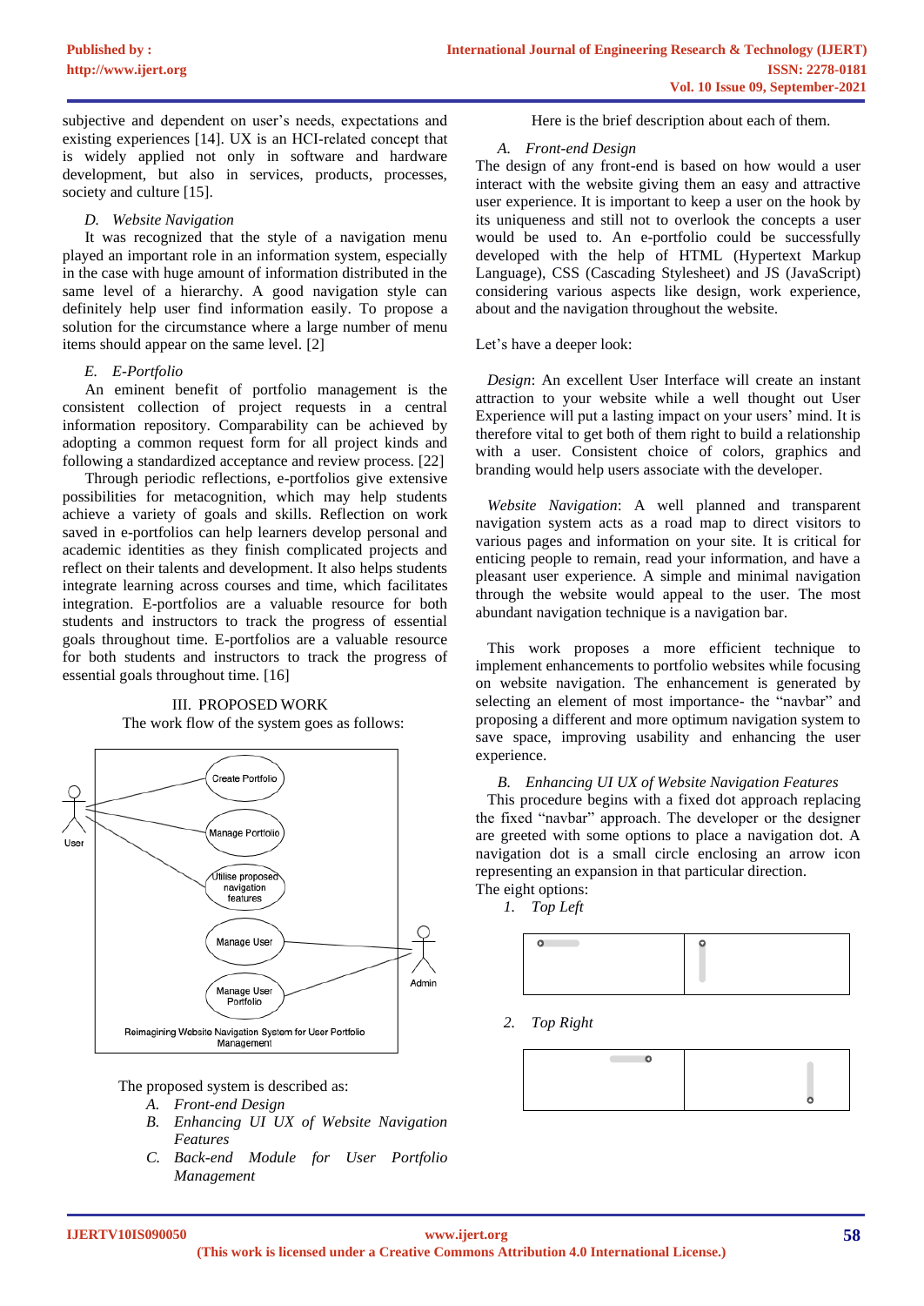subjective and dependent on user's needs, expectations and existing experiences [14]. UX is an HCI-related concept that is widely applied not only in software and hardware development, but also in services, products, processes, society and culture [15].

### *D. Website Navigation*

It was recognized that the style of a navigation menu played an important role in an information system, especially in the case with huge amount of information distributed in the same level of a hierarchy. A good navigation style can definitely help user find information easily. To propose a solution for the circumstance where a large number of menu items should appear on the same level. [2]

### *E. E-Portfolio*

An eminent benefit of portfolio management is the consistent collection of project requests in a central information repository. Comparability can be achieved by adopting a common request form for all project kinds and following a standardized acceptance and review process. [22]

Through periodic reflections, e-portfolios give extensive possibilities for metacognition, which may help students achieve a variety of goals and skills. Reflection on work saved in e-portfolios can help learners develop personal and academic identities as they finish complicated projects and reflect on their talents and development. It also helps students integrate learning across courses and time, which facilitates integration. E-portfolios are a valuable resource for both students and instructors to track the progress of essential goals throughout time. E-portfolios are a valuable resource for both students and instructors to track the progress of essential goals throughout time. [16]

## III. PROPOSED WORK

The work flow of the system goes as follows:

User — Create Portfolio; Manage Portfolio; Utilise proposed navigation features
Admin — Manage User; Manage User Portfolio

Reimagining Website Navigation System for User Portfolio Management

The proposed system is described as:

*A. Front-end Design*
*B. Enhancing UI UX of Website Navigation Features*
*C. Back-end Module for User Portfolio Management*

Here is the brief description about each of them.

### *A. Front-end Design*

The design of any front-end is based on how would a user interact with the website giving them an easy and attractive user experience. It is important to keep a user on the hook by its uniqueness and still not to overlook the concepts a user would be used to. An e-portfolio could be successfully developed with the help of HTML (Hypertext Markup Language), CSS (Cascading Stylesheet) and JS (JavaScript) considering various aspects like design, work experience, about and the navigation throughout the website.

Let's have a deeper look:

*Design*: An excellent User Interface will create an instant attraction to your website while a well thought out User Experience will put a lasting impact on your users' mind. It is therefore vital to get both of them right to build a relationship with a user. Consistent choice of colors, graphics and branding would help users associate with the developer.

*Website Navigation*: A well planned and transparent navigation system acts as a road map to direct visitors to various pages and information on your site. It is critical for enticing people to remain, read your information, and have a pleasant user experience. A simple and minimal navigation through the website would appeal to the user. The most abundant navigation technique is a navigation bar.

This work proposes a more efficient technique to implement enhancements to portfolio websites while focusing on website navigation. The enhancement is generated by selecting an element of most importance- the "navbar" and proposing a different and more optimum navigation system to save space, improving usability and enhancing the user experience.

### *B. Enhancing UI UX of Website Navigation Features*

This procedure begins with a fixed dot approach replacing the fixed "navbar" approach. The developer or the designer are greeted with some options to place a navigation dot. A navigation dot is a small circle enclosing an arrow icon representing an expansion in that particular direction.

The eight options:

1. *Top Left*

2. *Top Right*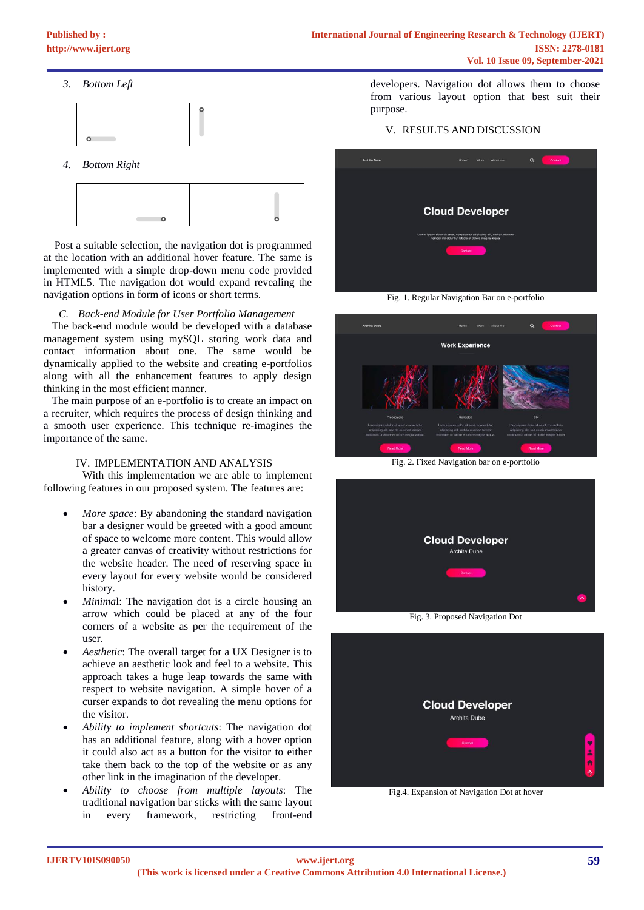3. *Bottom Left*

4. *Bottom Right*

Post a suitable selection, the navigation dot is programmed at the location with an additional hover feature. The same is implemented with a simple drop-down menu code provided in HTML5. The navigation dot would expand revealing the navigation options in form of icons or short terms.

### *C. Back-end Module for User Portfolio Management*

The back-end module would be developed with a database management system using mySQL storing work data and contact information about one. The same would be dynamically applied to the website and creating e-portfolios along with all the enhancement features to apply design thinking in the most efficient manner.

The main purpose of an e-portfolio is to create an impact on a recruiter, which requires the process of design thinking and a smooth user experience. This technique re-imagines the importance of the same.

## IV. IMPLEMENTATION AND ANALYSIS

With this implementation we are able to implement following features in our proposed system. The features are:

- *More space*: By abandoning the standard navigation bar a designer would be greeted with a good amount of space to welcome more content. This would allow a greater canvas of creativity without restrictions for the website header. The need of reserving space in every layout for every website would be considered history.
- *Minimal*: The navigation dot is a circle housing an arrow which could be placed at any of the four corners of a website as per the requirement of the user.
- *Aesthetic*: The overall target for a UX Designer is to achieve an aesthetic look and feel to a website. This approach takes a huge leap towards the same with respect to website navigation. A simple hover of a curser expands to dot revealing the menu options for the visitor.
- *Ability to implement shortcuts*: The navigation dot has an additional feature, along with a hover option it could also act as a button for the visitor to either take them back to the top of the website or as any other link in the imagination of the developer.
- *Ability to choose from multiple layouts*: The traditional navigation bar sticks with the same layout in every framework, restricting front-end developers. Navigation dot allows them to choose from various layout option that best suit their purpose.

## V. RESULTS AND DISCUSSION

Fig. 1. Regular Navigation Bar on e-portfolio

Fig. 2. Fixed Navigation bar on e-portfolio

Fig. 3. Proposed Navigation Dot

Fig.4. Expansion of Navigation Dot at hover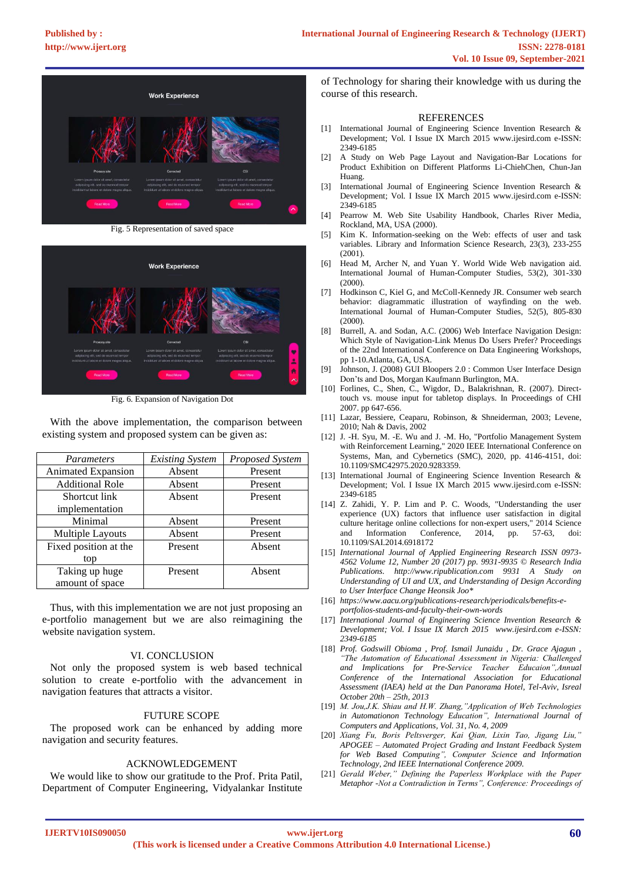Fig. 5 Representation of saved space

Fig. 6. Expansion of Navigation Dot

With the above implementation, the comparison between existing system and proposed system can be given as:

| *Parameters* | *Existing System* | *Proposed System* |
|---|---|---|
| Animated Expansion | Absent | Present |
| Additional Role | Absent | Present |
| Shortcut link implementation | Absent | Present |
| Minimal | Absent | Present |
| Multiple Layouts | Absent | Present |
| Fixed position at the top | Present | Absent |
| Taking up huge amount of space | Present | Absent |

Thus, with this implementation we are not just proposing an e-portfolio management but we are also reimagining the website navigation system.

## VI. CONCLUSION

Not only the proposed system is web based technical solution to create e-portfolio with the advancement in navigation features that attracts a visitor.

## FUTURE SCOPE

The proposed work can be enhanced by adding more navigation and security features.

## ACKNOWLEDGEMENT

We would like to show our gratitude to the Prof. Prita Patil, Department of Computer Engineering, Vidyalankar Institute of Technology for sharing their knowledge with us during the course of this research.

## REFERENCES

[1] International Journal of Engineering Science Invention Research & Development; Vol. I Issue IX March 2015 www.ijesird.com e-ISSN: 2349-6185

[2] A Study on Web Page Layout and Navigation-Bar Locations for Product Exhibition on Different Platforms Li-ChiehChen, Chun-Jan Huang.

[3] International Journal of Engineering Science Invention Research & Development; Vol. I Issue IX March 2015 www.ijesird.com e-ISSN: 2349-6185

[4] Pearrow M. Web Site Usability Handbook, Charles River Media, Rockland, MA, USA (2000).

[5] Kim K. Information-seeking on the Web: effects of user and task variables. Library and Information Science Research, 23(3), 233-255 (2001).

[6] Head M, Archer N, and Yuan Y. World Wide Web navigation aid. International Journal of Human-Computer Studies, 53(2), 301-330 (2000).

[7] Hodkinson C, Kiel G, and McColl-Kennedy JR. Consumer web search behavior: diagrammatic illustration of wayfinding on the web. International Journal of Human-Computer Studies, 52(5), 805-830 (2000).

[8] Burrell, A. and Sodan, A.C. (2006) Web Interface Navigation Design: Which Style of Navigation-Link Menus Do Users Prefer? Proceedings of the 22nd International Conference on Data Engineering Workshops, pp 1-10.Atlanta, GA, USA.

[9] Johnson, J. (2008) GUI Bloopers 2.0 : Common User Interface Design Don'ts and Dos, Morgan Kaufmann Burlington, MA.

[10] Forlines, F., Shen, C., Wigdor, D., Balakrishnan, R. (2007). Direct-touch vs. mouse input for tabletop displays. In Proceedings of CHI 2007. pp 647-656.

[11] Lazar, Bessiere, Ceaparu, Robinson, & Shneiderman, 2003; Levene, 2010; Nah & Davis, 2002

[12] J. -H. Syu, M. -E. Wu and J. -M. Ho, "Portfolio Management System with Reinforcement Learning," 2020 IEEE International Conference on Systems, Man, and Cybernetics (SMC), 2020, pp. 4146-4151, doi: 10.1109/SMC42975.2020.9283359.

[13] International Journal of Engineering Science Invention Research & Development; Vol. I Issue IX March 2015 www.ijesird.com e-ISSN: 2349-6185

[14] Z. Zahidi, Y. P. Lim and P. C. Woods, "Understanding the user experience (UX) factors that influence user satisfaction in digital culture heritage online collections for non-expert users," 2014 Science and Information Conference, 2014, pp. 57-63, doi: 10.1109/SAI.2014.6918172

[15] *International Journal of Applied Engineering Research ISSN 0973-4562 Volume 12, Number 20 (2017) pp. 9931-9935 © Research India Publications. http://www.ripublication.com 9931 A Study on Understanding of UI and UX, and Understanding of Design According to User Interface Change Heonsik Joo**

[16] *https://www.aacu.org/publications-research/periodicals/benefits-e-portfolios-students-and-faculty-their-own-words*

[17] *International Journal of Engineering Science Invention Research & Development; Vol. I Issue IX March 2015 www.ijesird.com e-ISSN: 2349-6185*

[18] *Prof. Godswill Obioma , Prof. Ismail Junaidu , Dr. Grace Ajagun , "The Automation of Educational Assessment in Nigeria: Challenged and Implications for Pre-Service Teacher Educaion",Annual Conference of the International Association for Educational Assessment (IAEA) held at the Dan Panorama Hotel, Tel-Aviv, Isreal October 20th – 25th, 2013*

[19] *M. Jou,J.K. Shiau and H.W. Zhang,"Application of Web Technologies in Automationon Technology Education", International Journal of Computers and Applications, Vol. 31, No. 4, 2009*

[20] *Xiang Fu, Boris Peltsverger, Kai Qian, Lixin Tao, Jigang Liu," APOGEE – Automated Project Grading and Instant Feedback System for Web Based Computing", Computer Science and Information Technology, 2nd IEEE International Conference 2009.*

[21] *Gerald Weber," Defining the Paperless Workplace with the Paper Metaphor -Not a Contradiction in Terms", Conference: Proceedings of*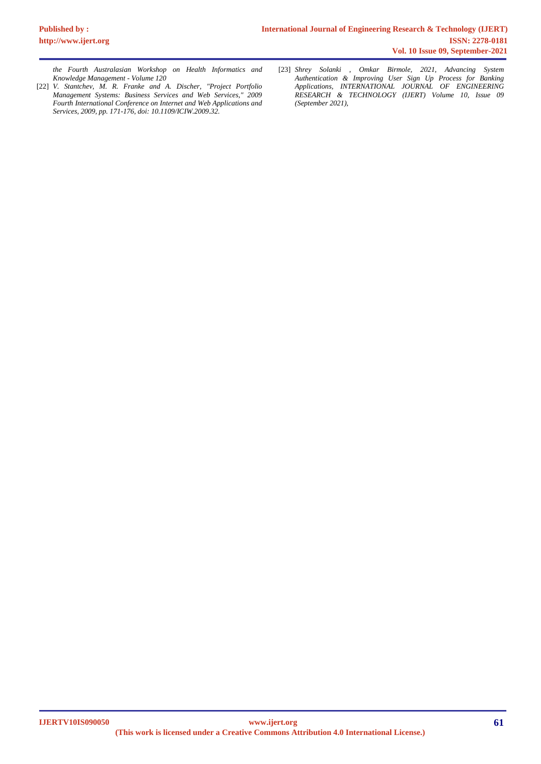*the Fourth Australasian Workshop on Health Informatics and Knowledge Management - Volume 120*

[22] *V. Stantchev, M. R. Franke and A. Discher, "Project Portfolio Management Systems: Business Services and Web Services," 2009 Fourth International Conference on Internet and Web Applications and Services, 2009, pp. 171-176, doi: 10.1109/ICIW.2009.32.*

[23] *Shrey Solanki , Omkar Birmole, 2021, Advancing System Authentication & Improving User Sign Up Process for Banking Applications, INTERNATIONAL JOURNAL OF ENGINEERING RESEARCH & TECHNOLOGY (IJERT) Volume 10, Issue 09 (September 2021),*